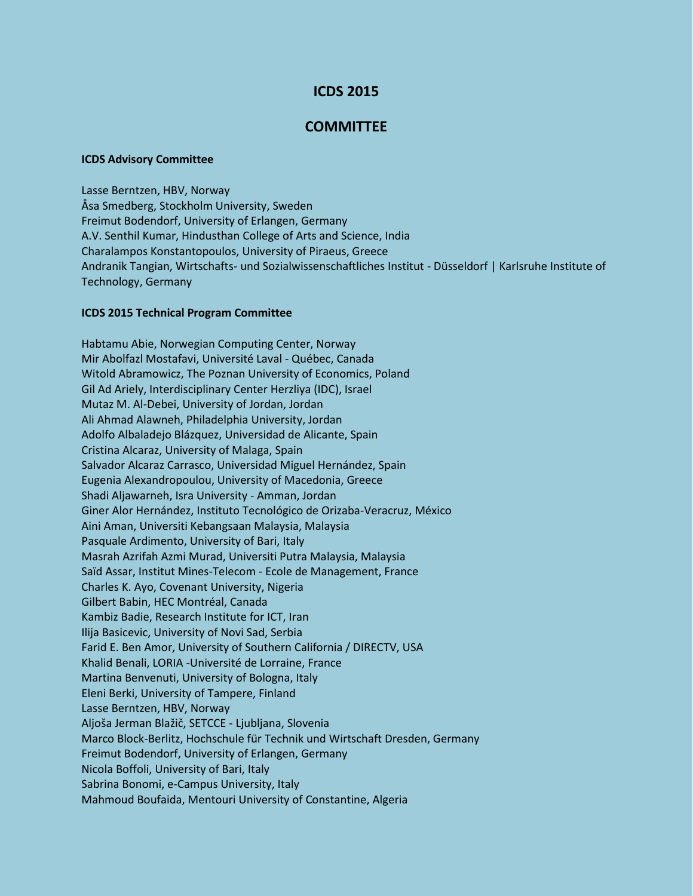# ICDS 2015

# COMMITTEE

### ICDS Advisory Committee

Lasse Berntzen, HBV, Norway
Åsa Smedberg, Stockholm University, Sweden
Freimut Bodendorf, University of Erlangen, Germany
A.V. Senthil Kumar, Hindusthan College of Arts and Science, India
Charalampos Konstantopoulos, University of Piraeus, Greece
Andranik Tangian, Wirtschafts- und Sozialwissenschaftliches Institut - Düsseldorf | Karlsruhe Institute of Technology, Germany

### ICDS 2015 Technical Program Committee

Habtamu Abie, Norwegian Computing Center, Norway
Mir Abolfazl Mostafavi, Université Laval - Québec, Canada
Witold Abramowicz, The Poznan University of Economics, Poland
Gil Ad Ariely, Interdisciplinary Center Herzliya (IDC), Israel
Mutaz M. Al-Debei, University of Jordan, Jordan
Ali Ahmad Alawneh, Philadelphia University, Jordan
Adolfo Albaladejo Blázquez, Universidad de Alicante, Spain
Cristina Alcaraz, University of Malaga, Spain
Salvador Alcaraz Carrasco, Universidad Miguel Hernández, Spain
Eugenia Alexandropoulou, University of Macedonia, Greece
Shadi Aljawarneh, Isra University - Amman, Jordan
Giner Alor Hernández, Instituto Tecnológico de Orizaba-Veracruz, México
Aini Aman, Universiti Kebangsaan Malaysia, Malaysia
Pasquale Ardimento, University of Bari, Italy
Masrah Azrifah Azmi Murad, Universiti Putra Malaysia, Malaysia
Saïd Assar, Institut Mines-Telecom - Ecole de Management, France
Charles K. Ayo, Covenant University, Nigeria
Gilbert Babin, HEC Montréal, Canada
Kambiz Badie, Research Institute for ICT, Iran
Ilija Basicevic, University of Novi Sad, Serbia
Farid E. Ben Amor, University of Southern California / DIRECTV, USA
Khalid Benali, LORIA -Université de Lorraine, France
Martina Benvenuti, University of Bologna, Italy
Eleni Berki, University of Tampere, Finland
Lasse Berntzen, HBV, Norway
Aljoša Jerman Blažič, SETCCE - Ljubljana, Slovenia
Marco Block-Berlitz, Hochschule für Technik und Wirtschaft Dresden, Germany
Freimut Bodendorf, University of Erlangen, Germany
Nicola Boffoli, University of Bari, Italy
Sabrina Bonomi, e-Campus University, Italy
Mahmoud Boufaida, Mentouri University of Constantine, Algeria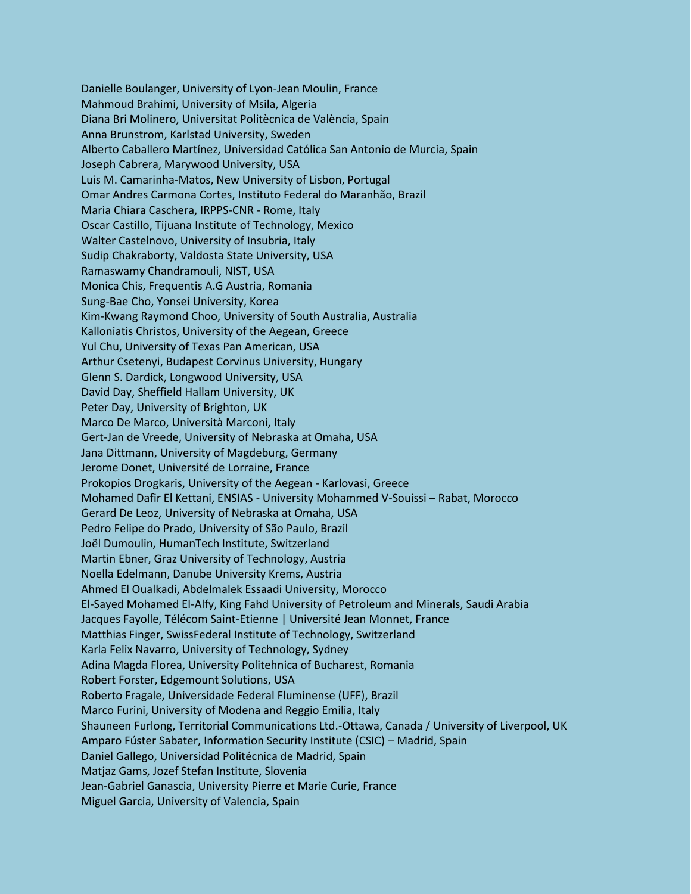Danielle Boulanger, University of Lyon-Jean Moulin, France
Mahmoud Brahimi, University of Msila, Algeria
Diana Bri Molinero, Universitat Politècnica de València, Spain
Anna Brunstrom, Karlstad University, Sweden
Alberto Caballero Martínez, Universidad Católica San Antonio de Murcia, Spain
Joseph Cabrera, Marywood University, USA
Luis M. Camarinha-Matos, New University of Lisbon, Portugal
Omar Andres Carmona Cortes, Instituto Federal do Maranhão, Brazil
Maria Chiara Caschera, IRPPS-CNR - Rome, Italy
Oscar Castillo, Tijuana Institute of Technology, Mexico
Walter Castelnovo, University of Insubria, Italy
Sudip Chakraborty, Valdosta State University, USA
Ramaswamy Chandramouli, NIST, USA
Monica Chis, Frequentis A.G Austria, Romania
Sung-Bae Cho, Yonsei University, Korea
Kim-Kwang Raymond Choo, University of South Australia, Australia
Kalloniatis Christos, University of the Aegean, Greece
Yul Chu, University of Texas Pan American, USA
Arthur Csetenyi, Budapest Corvinus University, Hungary
Glenn S. Dardick, Longwood University, USA
David Day, Sheffield Hallam University, UK
Peter Day, University of Brighton, UK
Marco De Marco, Università Marconi, Italy
Gert-Jan de Vreede, University of Nebraska at Omaha, USA
Jana Dittmann, University of Magdeburg, Germany
Jerome Donet, Université de Lorraine, France
Prokopios Drogkaris, University of the Aegean - Karlovasi, Greece
Mohamed Dafir El Kettani, ENSIAS - University Mohammed V-Souissi – Rabat, Morocco
Gerard De Leoz, University of Nebraska at Omaha, USA
Pedro Felipe do Prado, University of São Paulo, Brazil
Joël Dumoulin, HumanTech Institute, Switzerland
Martin Ebner, Graz University of Technology, Austria
Noella Edelmann, Danube University Krems, Austria
Ahmed El Oualkadi, Abdelmalek Essaadi University, Morocco
El-Sayed Mohamed El-Alfy, King Fahd University of Petroleum and Minerals, Saudi Arabia
Jacques Fayolle, Télécom Saint-Etienne | Université Jean Monnet, France
Matthias Finger, SwissFederal Institute of Technology, Switzerland
Karla Felix Navarro, University of Technology, Sydney
Adina Magda Florea, University Politehnica of Bucharest, Romania
Robert Forster, Edgemount Solutions, USA
Roberto Fragale, Universidade Federal Fluminense (UFF), Brazil
Marco Furini, University of Modena and Reggio Emilia, Italy
Shauneen Furlong, Territorial Communications Ltd.-Ottawa, Canada / University of Liverpool, UK
Amparo Fúster Sabater, Information Security Institute (CSIC) – Madrid, Spain
Daniel Gallego, Universidad Politécnica de Madrid, Spain
Matjaz Gams, Jozef Stefan Institute, Slovenia
Jean-Gabriel Ganascia, University Pierre et Marie Curie, France
Miguel Garcia, University of Valencia, Spain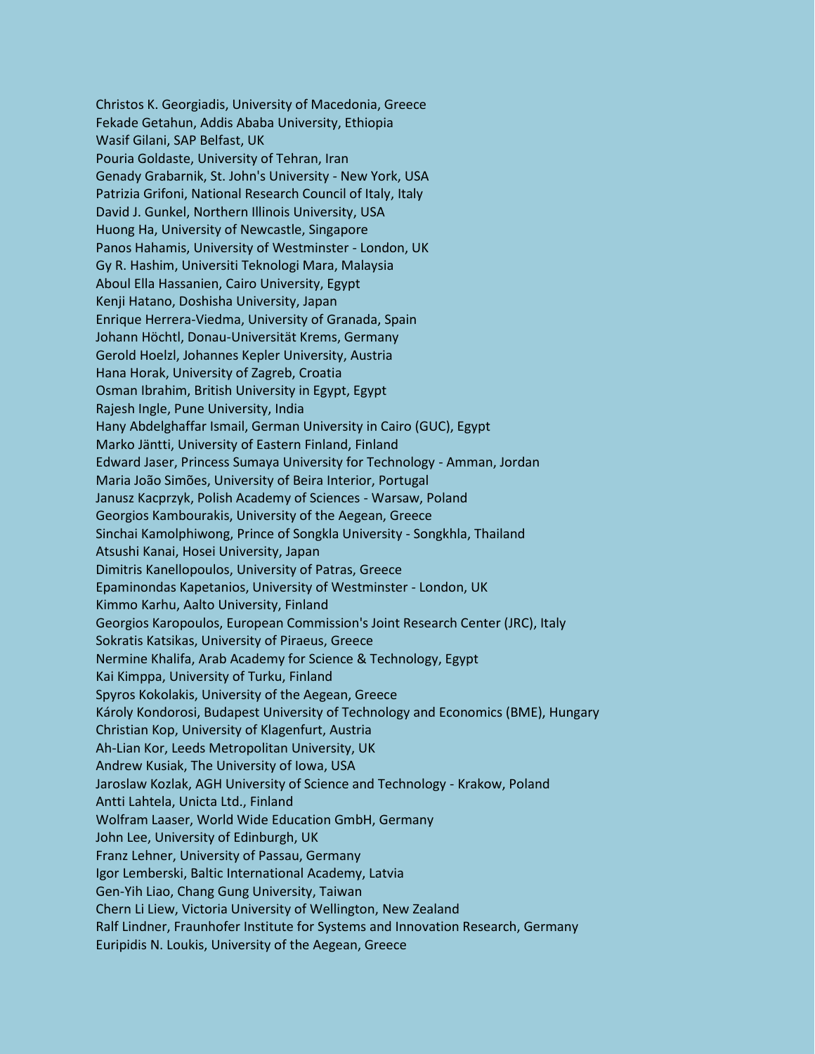Christos K. Georgiadis, University of Macedonia, Greece
Fekade Getahun, Addis Ababa University, Ethiopia
Wasif Gilani, SAP Belfast, UK
Pouria Goldaste, University of Tehran, Iran
Genady Grabarnik, St. John's University - New York, USA
Patrizia Grifoni, National Research Council of Italy, Italy
David J. Gunkel, Northern Illinois University, USA
Huong Ha, University of Newcastle, Singapore
Panos Hahamis, University of Westminster - London, UK
Gy R. Hashim, Universiti Teknologi Mara, Malaysia
Aboul Ella Hassanien, Cairo University, Egypt
Kenji Hatano, Doshisha University, Japan
Enrique Herrera-Viedma, University of Granada, Spain
Johann Höchtl, Donau-Universität Krems, Germany
Gerold Hoelzl, Johannes Kepler University, Austria
Hana Horak, University of Zagreb, Croatia
Osman Ibrahim, British University in Egypt, Egypt
Rajesh Ingle, Pune University, India
Hany Abdelghaffar Ismail, German University in Cairo (GUC), Egypt
Marko Jäntti, University of Eastern Finland, Finland
Edward Jaser, Princess Sumaya University for Technology - Amman, Jordan
Maria João Simões, University of Beira Interior, Portugal
Janusz Kacprzyk, Polish Academy of Sciences - Warsaw, Poland
Georgios Kambourakis, University of the Aegean, Greece
Sinchai Kamolphiwong, Prince of Songkla University - Songkhla, Thailand
Atsushi Kanai, Hosei University, Japan
Dimitris Kanellopoulos, University of Patras, Greece
Epaminondas Kapetanios, University of Westminster - London, UK
Kimmo Karhu, Aalto University, Finland
Georgios Karopoulos, European Commission's Joint Research Center (JRC), Italy
Sokratis Katsikas, University of Piraeus, Greece
Nermine Khalifa, Arab Academy for Science & Technology, Egypt
Kai Kimppa, University of Turku, Finland
Spyros Kokolakis, University of the Aegean, Greece
Károly Kondorosi, Budapest University of Technology and Economics (BME), Hungary
Christian Kop, University of Klagenfurt, Austria
Ah-Lian Kor, Leeds Metropolitan University, UK
Andrew Kusiak, The University of Iowa, USA
Jaroslaw Kozlak, AGH University of Science and Technology - Krakow, Poland
Antti Lahtela, Unicta Ltd., Finland
Wolfram Laaser, World Wide Education GmbH, Germany
John Lee, University of Edinburgh, UK
Franz Lehner, University of Passau, Germany
Igor Lemberski, Baltic International Academy, Latvia
Gen-Yih Liao, Chang Gung University, Taiwan
Chern Li Liew, Victoria University of Wellington, New Zealand
Ralf Lindner, Fraunhofer Institute for Systems and Innovation Research, Germany
Euripidis N. Loukis, University of the Aegean, Greece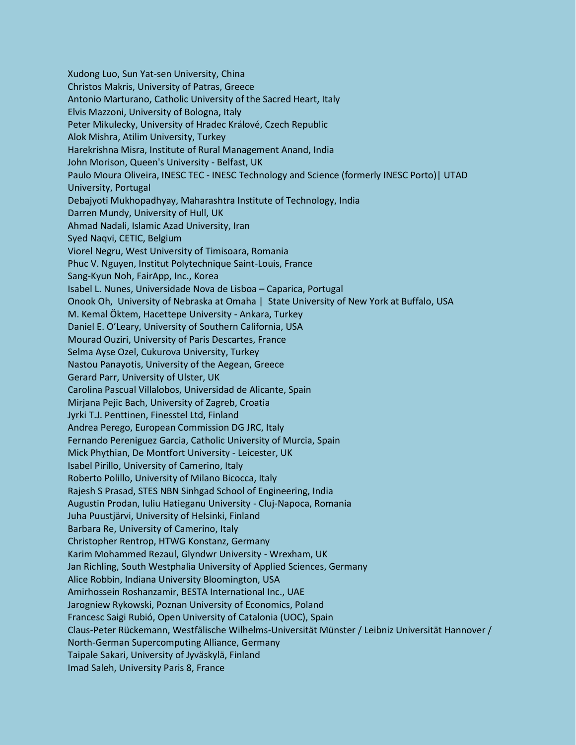Xudong Luo, Sun Yat-sen University, China
Christos Makris, University of Patras, Greece
Antonio Marturano, Catholic University of the Sacred Heart, Italy
Elvis Mazzoni, University of Bologna, Italy
Peter Mikulecky, University of Hradec Králové, Czech Republic
Alok Mishra, Atilim University, Turkey
Harekrishna Misra, Institute of Rural Management Anand, India
John Morison, Queen's University - Belfast, UK
Paulo Moura Oliveira, INESC TEC - INESC Technology and Science (formerly INESC Porto)| UTAD University, Portugal
Debajyoti Mukhopadhyay, Maharashtra Institute of Technology, India
Darren Mundy, University of Hull, UK
Ahmad Nadali, Islamic Azad University, Iran
Syed Naqvi, CETIC, Belgium
Viorel Negru, West University of Timisoara, Romania
Phuc V. Nguyen, Institut Polytechnique Saint-Louis, France
Sang-Kyun Noh, FairApp, Inc., Korea
Isabel L. Nunes, Universidade Nova de Lisboa – Caparica, Portugal
Onook Oh, University of Nebraska at Omaha | State University of New York at Buffalo, USA
M. Kemal Öktem, Hacettepe University - Ankara, Turkey
Daniel E. O'Leary, University of Southern California, USA
Mourad Ouziri, University of Paris Descartes, France
Selma Ayse Ozel, Cukurova University, Turkey
Nastou Panayotis, University of the Aegean, Greece
Gerard Parr, University of Ulster, UK
Carolina Pascual Villalobos, Universidad de Alicante, Spain
Mirjana Pejic Bach, University of Zagreb, Croatia
Jyrki T.J. Penttinen, Finesstel Ltd, Finland
Andrea Perego, European Commission DG JRC, Italy
Fernando Pereniguez Garcia, Catholic University of Murcia, Spain
Mick Phythian, De Montfort University - Leicester, UK
Isabel Pirillo, University of Camerino, Italy
Roberto Polillo, University of Milano Bicocca, Italy
Rajesh S Prasad, STES NBN Sinhgad School of Engineering, India
Augustin Prodan, Iuliu Hatieganu University - Cluj-Napoca, Romania
Juha Puustjärvi, University of Helsinki, Finland
Barbara Re, University of Camerino, Italy
Christopher Rentrop, HTWG Konstanz, Germany
Karim Mohammed Rezaul, Glyndwr University - Wrexham, UK
Jan Richling, South Westphalia University of Applied Sciences, Germany
Alice Robbin, Indiana University Bloomington, USA
Amirhossein Roshanzamir, BESTA International Inc., UAE
Jarogniew Rykowski, Poznan University of Economics, Poland
Francesc Saigi Rubió, Open University of Catalonia (UOC), Spain
Claus-Peter Rückemann, Westfälische Wilhelms-Universität Münster / Leibniz Universität Hannover / North-German Supercomputing Alliance, Germany
Taipale Sakari, University of Jyväskylä, Finland
Imad Saleh, University Paris 8, France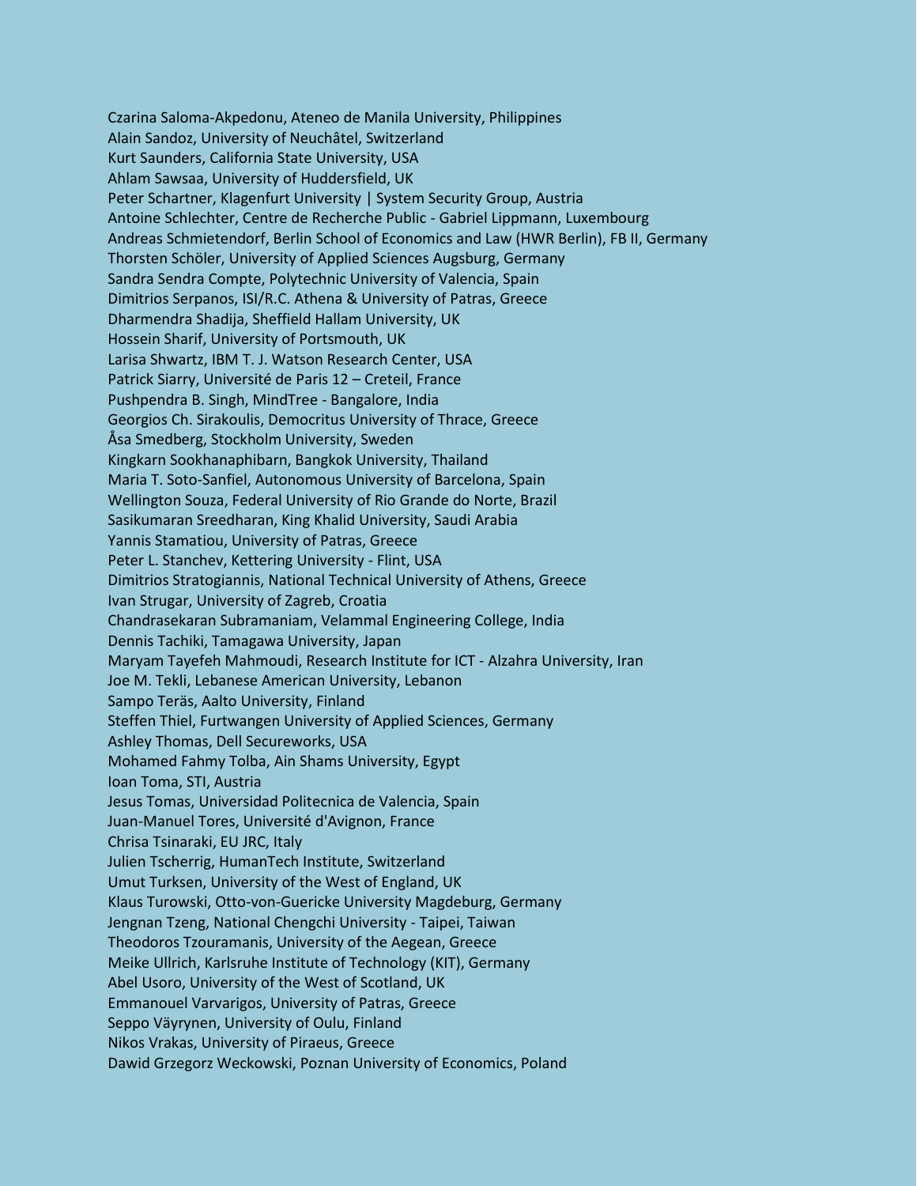Czarina Saloma-Akpedonu, Ateneo de Manila University, Philippines
Alain Sandoz, University of Neuchâtel, Switzerland
Kurt Saunders, California State University, USA
Ahlam Sawsaa, University of Huddersfield, UK
Peter Schartner, Klagenfurt University | System Security Group, Austria
Antoine Schlechter, Centre de Recherche Public - Gabriel Lippmann, Luxembourg
Andreas Schmietendorf, Berlin School of Economics and Law (HWR Berlin), FB II, Germany
Thorsten Schöler, University of Applied Sciences Augsburg, Germany
Sandra Sendra Compte, Polytechnic University of Valencia, Spain
Dimitrios Serpanos, ISI/R.C. Athena & University of Patras, Greece
Dharmendra Shadija, Sheffield Hallam University, UK
Hossein Sharif, University of Portsmouth, UK
Larisa Shwartz, IBM T. J. Watson Research Center, USA
Patrick Siarry, Université de Paris 12 – Creteil, France
Pushpendra B. Singh, MindTree - Bangalore, India
Georgios Ch. Sirakoulis, Democritus University of Thrace, Greece
Åsa Smedberg, Stockholm University, Sweden
Kingkarn Sookhanaphibarn, Bangkok University, Thailand
Maria T. Soto-Sanfiel, Autonomous University of Barcelona, Spain
Wellington Souza, Federal University of Rio Grande do Norte, Brazil
Sasikumaran Sreedharan, King Khalid University, Saudi Arabia
Yannis Stamatiou, University of Patras, Greece
Peter L. Stanchev, Kettering University - Flint, USA
Dimitrios Stratogiannis, National Technical University of Athens, Greece
Ivan Strugar, University of Zagreb, Croatia
Chandrasekaran Subramaniam, Velammal Engineering College, India
Dennis Tachiki, Tamagawa University, Japan
Maryam Tayefeh Mahmoudi, Research Institute for ICT - Alzahra University, Iran
Joe M. Tekli, Lebanese American University, Lebanon
Sampo Teräs, Aalto University, Finland
Steffen Thiel, Furtwangen University of Applied Sciences, Germany
Ashley Thomas, Dell Secureworks, USA
Mohamed Fahmy Tolba, Ain Shams University, Egypt
Ioan Toma, STI, Austria
Jesus Tomas, Universidad Politecnica de Valencia, Spain
Juan-Manuel Tores, Université d'Avignon, France
Chrisa Tsinaraki, EU JRC, Italy
Julien Tscherrig, HumanTech Institute, Switzerland
Umut Turksen, University of the West of England, UK
Klaus Turowski, Otto-von-Guericke University Magdeburg, Germany
Jengnan Tzeng, National Chengchi University - Taipei, Taiwan
Theodoros Tzouramanis, University of the Aegean, Greece
Meike Ullrich, Karlsruhe Institute of Technology (KIT), Germany
Abel Usoro, University of the West of Scotland, UK
Emmanouel Varvarigos, University of Patras, Greece
Seppo Väyrynen, University of Oulu, Finland
Nikos Vrakas, University of Piraeus, Greece
Dawid Grzegorz Weckowski, Poznan University of Economics, Poland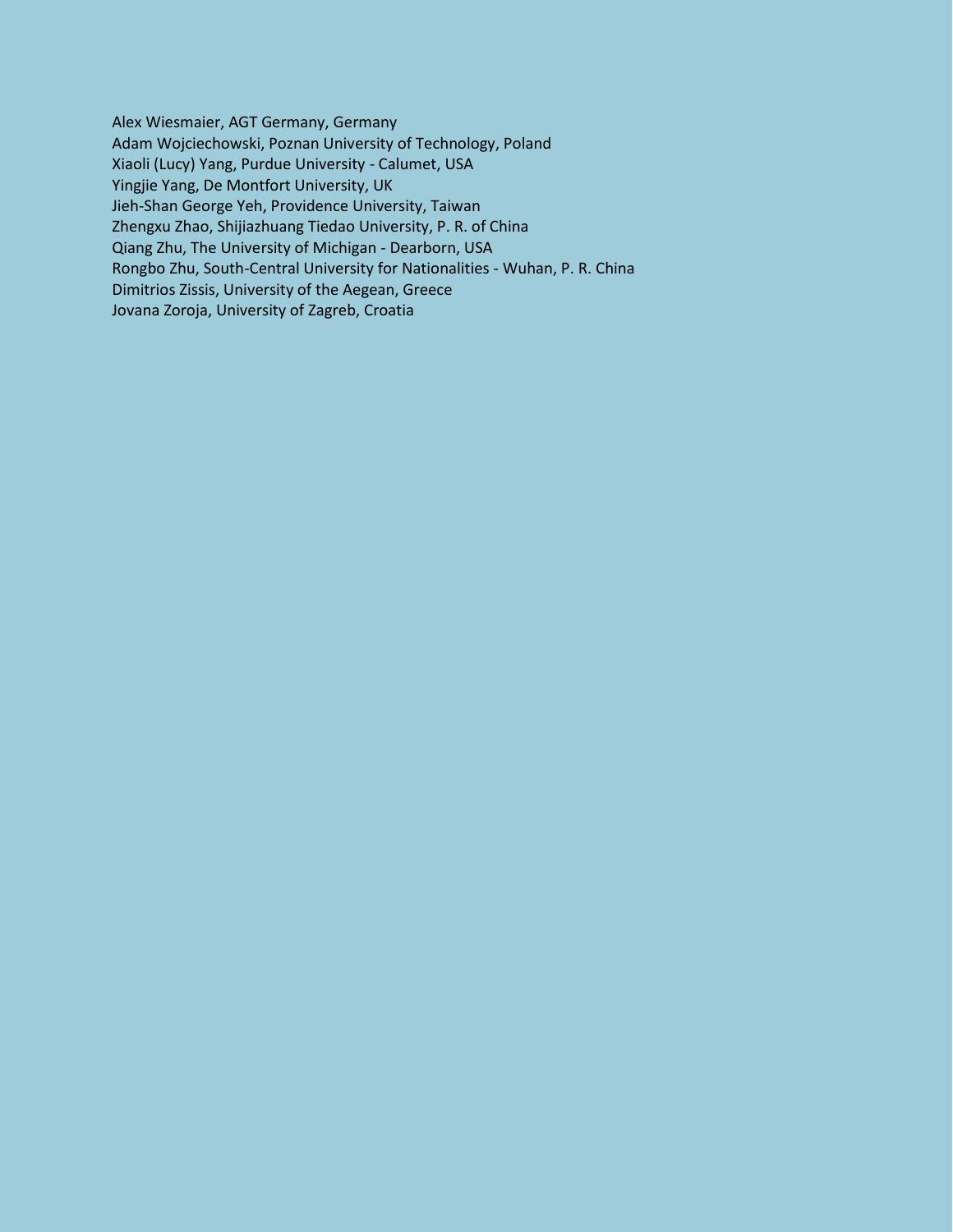Alex Wiesmaier, AGT Germany, Germany
Adam Wojciechowski, Poznan University of Technology, Poland
Xiaoli (Lucy) Yang, Purdue University - Calumet, USA
Yingjie Yang, De Montfort University, UK
Jieh-Shan George Yeh, Providence University, Taiwan
Zhengxu Zhao, Shijiazhuang Tiedao University, P. R. of China
Qiang Zhu, The University of Michigan - Dearborn, USA
Rongbo Zhu, South-Central University for Nationalities - Wuhan, P. R. China
Dimitrios Zissis, University of the Aegean, Greece
Jovana Zoroja, University of Zagreb, Croatia